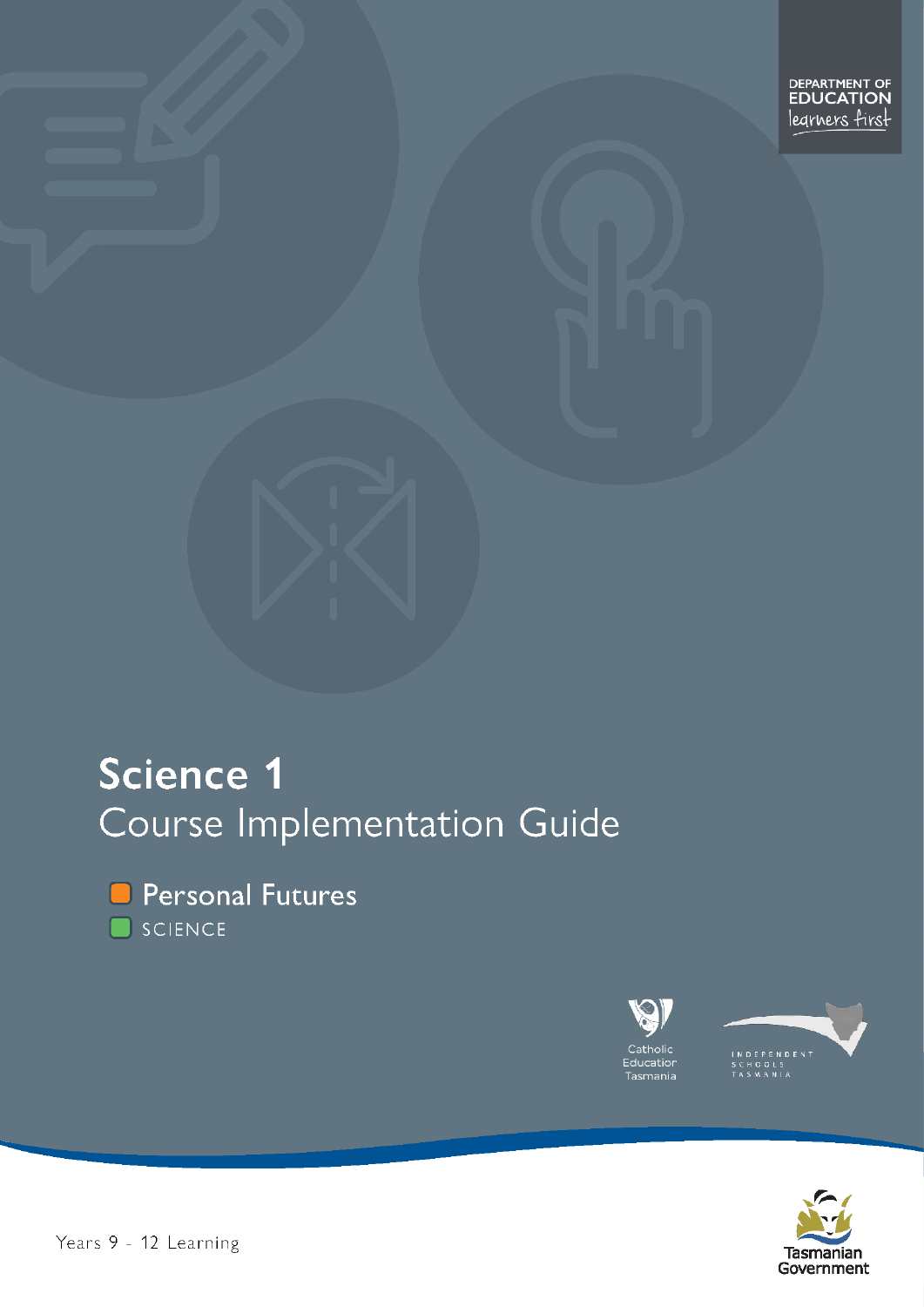DEPARTMENT OF EDUCATION
learners first

# Science 1
## Course Implementation Guide

Personal Futures

SCIENCE

Catholic Education Tasmania

INDEPENDENT SCHOOLS TASMANIA

Years 9 - 12 Learning

Tasmanian Government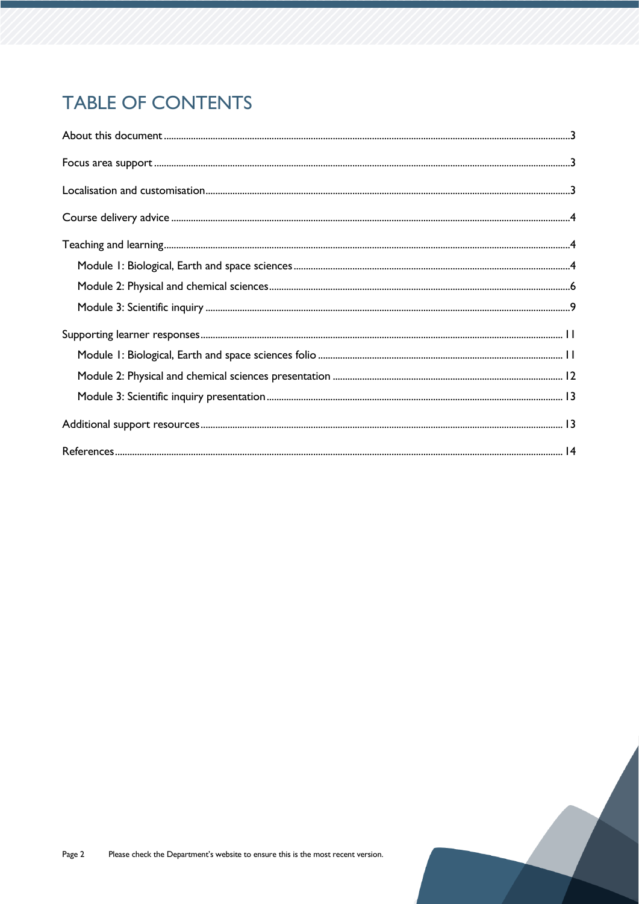# TABLE OF CONTENTS

About this document ..... 3

Focus area support ..... 3

Localisation and customisation ..... 3

Course delivery advice ..... 4

Teaching and learning ..... 4

- Module 1: Biological, Earth and space sciences ..... 4
- Module 2: Physical and chemical sciences ..... 6
- Module 3: Scientific inquiry ..... 9

Supporting learner responses ..... 11

- Module 1: Biological, Earth and space sciences folio ..... 11
- Module 2: Physical and chemical sciences presentation ..... 12
- Module 3: Scientific inquiry presentation ..... 13

Additional support resources ..... 13

References ..... 14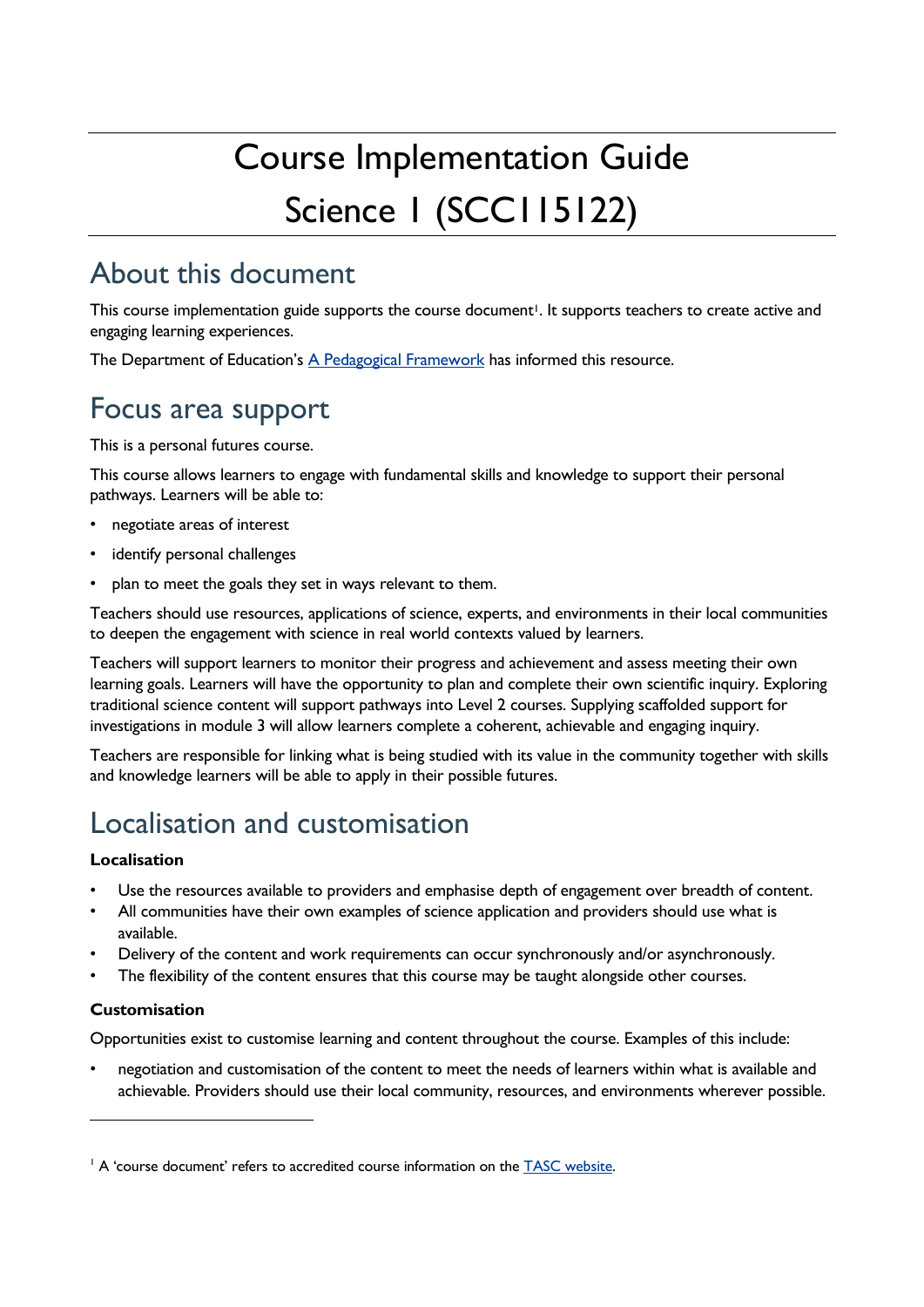# Course Implementation Guide Science 1 (SCC115122)

## About this document

This course implementation guide supports the course document[1]. It supports teachers to create active and engaging learning experiences.

The Department of Education's [A Pedagogical Framework] has informed this resource.

## Focus area support

This is a personal futures course.

This course allows learners to engage with fundamental skills and knowledge to support their personal pathways. Learners will be able to:

- negotiate areas of interest
- identify personal challenges
- plan to meet the goals they set in ways relevant to them.

Teachers should use resources, applications of science, experts, and environments in their local communities to deepen the engagement with science in real world contexts valued by learners.

Teachers will support learners to monitor their progress and achievement and assess meeting their own learning goals. Learners will have the opportunity to plan and complete their own scientific inquiry. Exploring traditional science content will support pathways into Level 2 courses. Supplying scaffolded support for investigations in module 3 will allow learners complete a coherent, achievable and engaging inquiry.

Teachers are responsible for linking what is being studied with its value in the community together with skills and knowledge learners will be able to apply in their possible futures.

## Localisation and customisation

**Localisation**

- Use the resources available to providers and emphasise depth of engagement over breadth of content.
- All communities have their own examples of science application and providers should use what is available.
- Delivery of the content and work requirements can occur synchronously and/or asynchronously.
- The flexibility of the content ensures that this course may be taught alongside other courses.

**Customisation**

Opportunities exist to customise learning and content throughout the course. Examples of this include:

- negotiation and customisation of the content to meet the needs of learners within what is available and achievable. Providers should use their local community, resources, and environments wherever possible.

---

[1] A 'course document' refers to accredited course information on the [TASC website].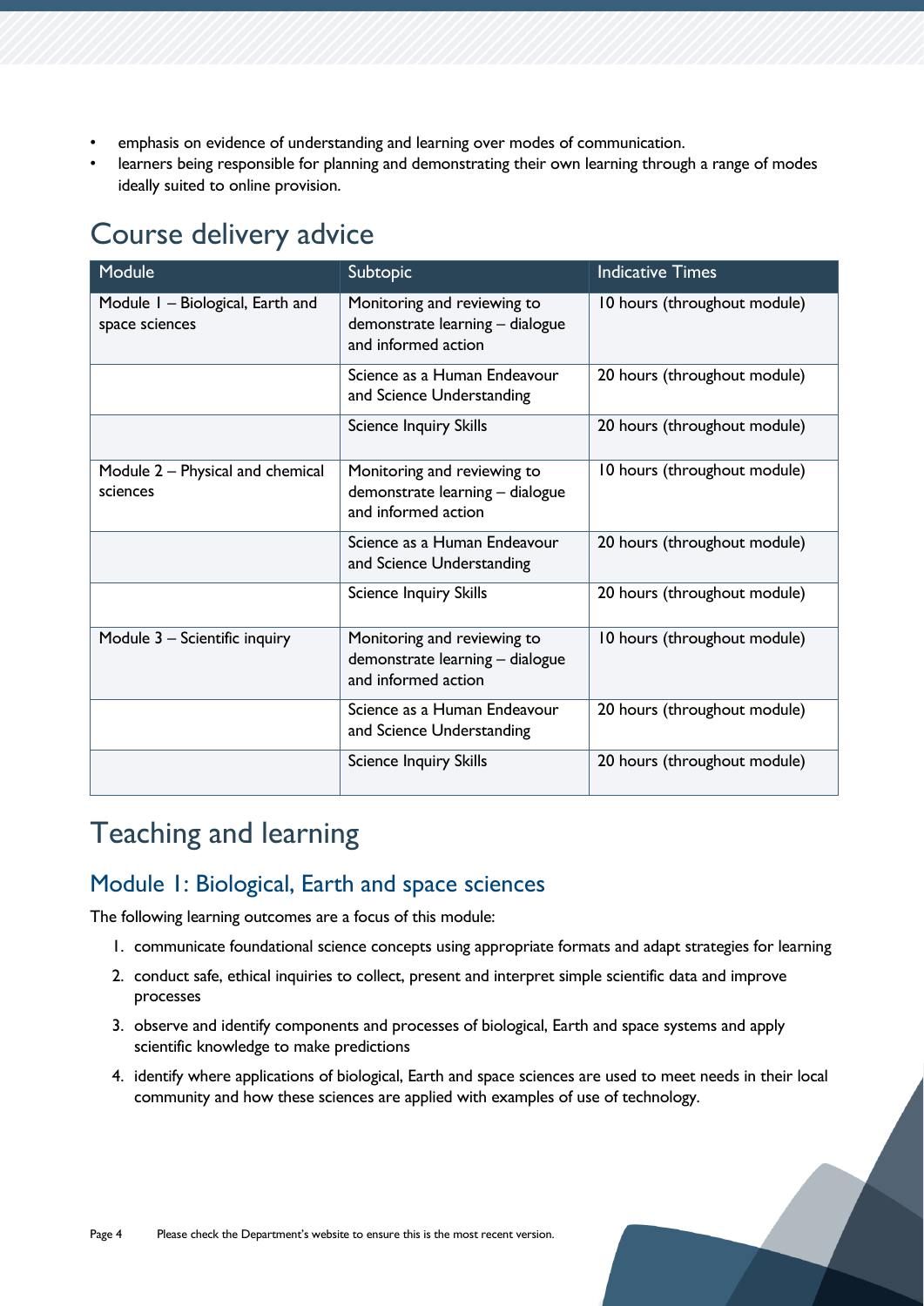- emphasis on evidence of understanding and learning over modes of communication.
- learners being responsible for planning and demonstrating their own learning through a range of modes ideally suited to online provision.

# Course delivery advice

| Module | Subtopic | Indicative Times |
|---|---|---|
| Module 1 – Biological, Earth and space sciences | Monitoring and reviewing to demonstrate learning – dialogue and informed action | 10 hours (throughout module) |
| | Science as a Human Endeavour and Science Understanding | 20 hours (throughout module) |
| | Science Inquiry Skills | 20 hours (throughout module) |
| Module 2 – Physical and chemical sciences | Monitoring and reviewing to demonstrate learning – dialogue and informed action | 10 hours (throughout module) |
| | Science as a Human Endeavour and Science Understanding | 20 hours (throughout module) |
| | Science Inquiry Skills | 20 hours (throughout module) |
| Module 3 – Scientific inquiry | Monitoring and reviewing to demonstrate learning – dialogue and informed action | 10 hours (throughout module) |
| | Science as a Human Endeavour and Science Understanding | 20 hours (throughout module) |
| | Science Inquiry Skills | 20 hours (throughout module) |

# Teaching and learning

## Module 1: Biological, Earth and space sciences

The following learning outcomes are a focus of this module:

1. communicate foundational science concepts using appropriate formats and adapt strategies for learning
2. conduct safe, ethical inquiries to collect, present and interpret simple scientific data and improve processes
3. observe and identify components and processes of biological, Earth and space systems and apply scientific knowledge to make predictions
4. identify where applications of biological, Earth and space sciences are used to meet needs in their local community and how these sciences are applied with examples of use of technology.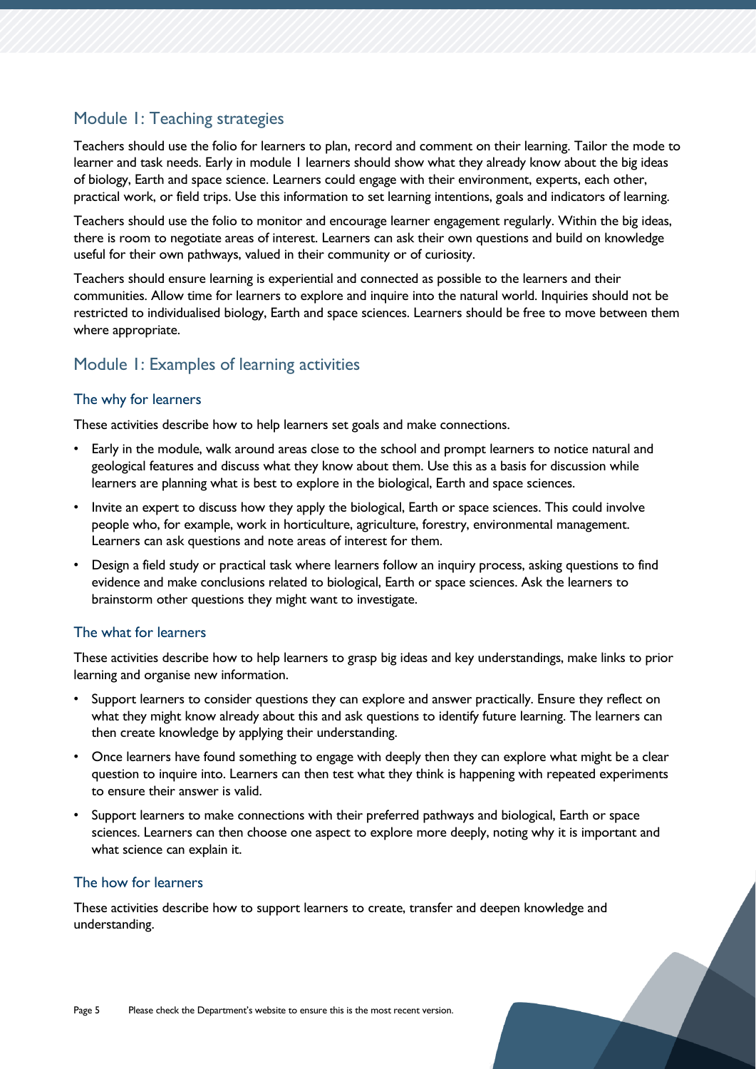## Module 1: Teaching strategies

Teachers should use the folio for learners to plan, record and comment on their learning. Tailor the mode to learner and task needs. Early in module 1 learners should show what they already know about the big ideas of biology, Earth and space science. Learners could engage with their environment, experts, each other, practical work, or field trips. Use this information to set learning intentions, goals and indicators of learning.

Teachers should use the folio to monitor and encourage learner engagement regularly. Within the big ideas, there is room to negotiate areas of interest. Learners can ask their own questions and build on knowledge useful for their own pathways, valued in their community or of curiosity.

Teachers should ensure learning is experiential and connected as possible to the learners and their communities. Allow time for learners to explore and inquire into the natural world. Inquiries should not be restricted to individualised biology, Earth and space sciences. Learners should be free to move between them where appropriate.

## Module 1: Examples of learning activities

### The why for learners

These activities describe how to help learners set goals and make connections.

- Early in the module, walk around areas close to the school and prompt learners to notice natural and geological features and discuss what they know about them. Use this as a basis for discussion while learners are planning what is best to explore in the biological, Earth and space sciences.
- Invite an expert to discuss how they apply the biological, Earth or space sciences. This could involve people who, for example, work in horticulture, agriculture, forestry, environmental management. Learners can ask questions and note areas of interest for them.
- Design a field study or practical task where learners follow an inquiry process, asking questions to find evidence and make conclusions related to biological, Earth or space sciences. Ask the learners to brainstorm other questions they might want to investigate.

### The what for learners

These activities describe how to help learners to grasp big ideas and key understandings, make links to prior learning and organise new information.

- Support learners to consider questions they can explore and answer practically. Ensure they reflect on what they might know already about this and ask questions to identify future learning. The learners can then create knowledge by applying their understanding.
- Once learners have found something to engage with deeply then they can explore what might be a clear question to inquire into. Learners can then test what they think is happening with repeated experiments to ensure their answer is valid.
- Support learners to make connections with their preferred pathways and biological, Earth or space sciences. Learners can then choose one aspect to explore more deeply, noting why it is important and what science can explain it.

### The how for learners

These activities describe how to support learners to create, transfer and deepen knowledge and understanding.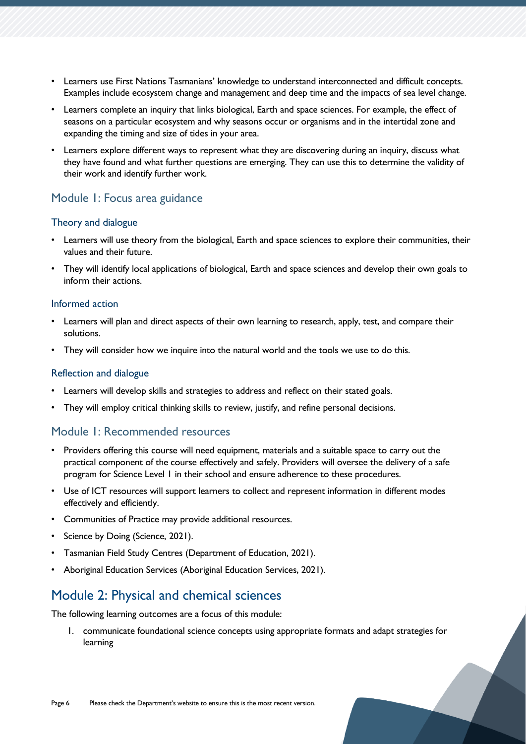- Learners use First Nations Tasmanians' knowledge to understand interconnected and difficult concepts. Examples include ecosystem change and management and deep time and the impacts of sea level change.
- Learners complete an inquiry that links biological, Earth and space sciences. For example, the effect of seasons on a particular ecosystem and why seasons occur or organisms and in the intertidal zone and expanding the timing and size of tides in your area.
- Learners explore different ways to represent what they are discovering during an inquiry, discuss what they have found and what further questions are emerging. They can use this to determine the validity of their work and identify further work.

## Module 1: Focus area guidance

### Theory and dialogue

- Learners will use theory from the biological, Earth and space sciences to explore their communities, their values and their future.
- They will identify local applications of biological, Earth and space sciences and develop their own goals to inform their actions.

### Informed action

- Learners will plan and direct aspects of their own learning to research, apply, test, and compare their solutions.
- They will consider how we inquire into the natural world and the tools we use to do this.

### Reflection and dialogue

- Learners will develop skills and strategies to address and reflect on their stated goals.
- They will employ critical thinking skills to review, justify, and refine personal decisions.

## Module 1: Recommended resources

- Providers offering this course will need equipment, materials and a suitable space to carry out the practical component of the course effectively and safely. Providers will oversee the delivery of a safe program for Science Level 1 in their school and ensure adherence to these procedures.
- Use of ICT resources will support learners to collect and represent information in different modes effectively and efficiently.
- Communities of Practice may provide additional resources.
- Science by Doing (Science, 2021).
- Tasmanian Field Study Centres (Department of Education, 2021).
- Aboriginal Education Services (Aboriginal Education Services, 2021).

# Module 2: Physical and chemical sciences

The following learning outcomes are a focus of this module:

1. communicate foundational science concepts using appropriate formats and adapt strategies for learning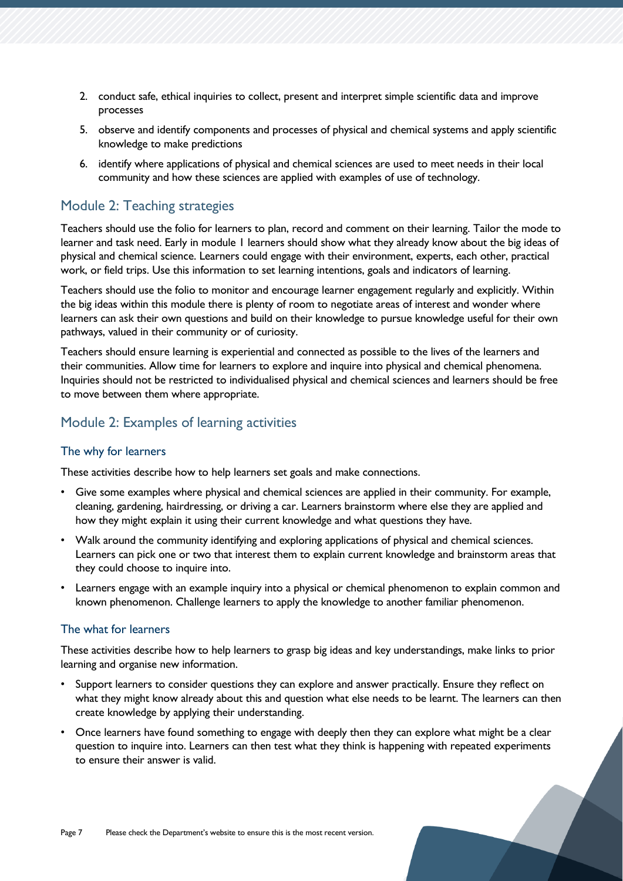2. conduct safe, ethical inquiries to collect, present and interpret simple scientific data and improve processes
5. observe and identify components and processes of physical and chemical systems and apply scientific knowledge to make predictions
6. identify where applications of physical and chemical sciences are used to meet needs in their local community and how these sciences are applied with examples of use of technology.

## Module 2: Teaching strategies

Teachers should use the folio for learners to plan, record and comment on their learning. Tailor the mode to learner and task need. Early in module 1 learners should show what they already know about the big ideas of physical and chemical science. Learners could engage with their environment, experts, each other, practical work, or field trips. Use this information to set learning intentions, goals and indicators of learning.

Teachers should use the folio to monitor and encourage learner engagement regularly and explicitly. Within the big ideas within this module there is plenty of room to negotiate areas of interest and wonder where learners can ask their own questions and build on their knowledge to pursue knowledge useful for their own pathways, valued in their community or of curiosity.

Teachers should ensure learning is experiential and connected as possible to the lives of the learners and their communities. Allow time for learners to explore and inquire into physical and chemical phenomena. Inquiries should not be restricted to individualised physical and chemical sciences and learners should be free to move between them where appropriate.

## Module 2: Examples of learning activities

### The why for learners

These activities describe how to help learners set goals and make connections.

- Give some examples where physical and chemical sciences are applied in their community. For example, cleaning, gardening, hairdressing, or driving a car. Learners brainstorm where else they are applied and how they might explain it using their current knowledge and what questions they have.
- Walk around the community identifying and exploring applications of physical and chemical sciences. Learners can pick one or two that interest them to explain current knowledge and brainstorm areas that they could choose to inquire into.
- Learners engage with an example inquiry into a physical or chemical phenomenon to explain common and known phenomenon. Challenge learners to apply the knowledge to another familiar phenomenon.

### The what for learners

These activities describe how to help learners to grasp big ideas and key understandings, make links to prior learning and organise new information.

- Support learners to consider questions they can explore and answer practically. Ensure they reflect on what they might know already about this and question what else needs to be learnt. The learners can then create knowledge by applying their understanding.
- Once learners have found something to engage with deeply then they can explore what might be a clear question to inquire into. Learners can then test what they think is happening with repeated experiments to ensure their answer is valid.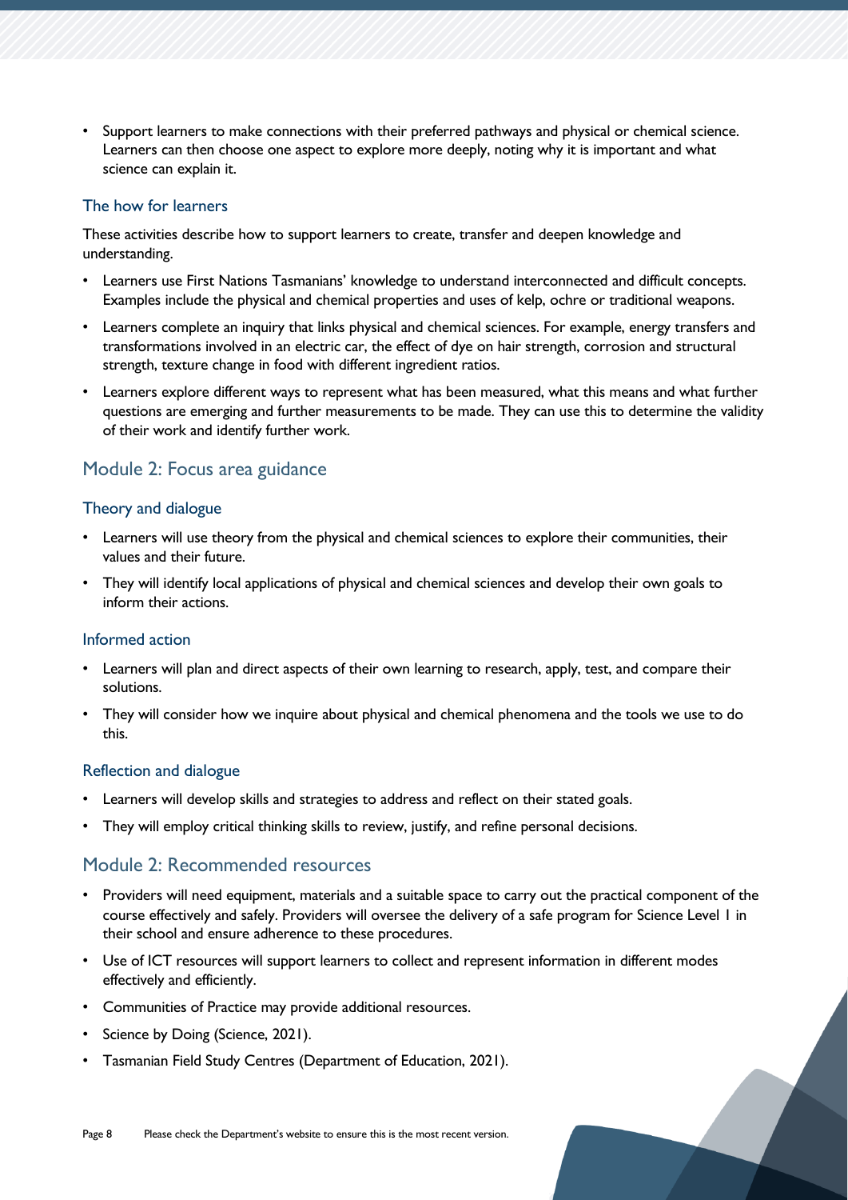- Support learners to make connections with their preferred pathways and physical or chemical science. Learners can then choose one aspect to explore more deeply, noting why it is important and what science can explain it.

### The how for learners

These activities describe how to support learners to create, transfer and deepen knowledge and understanding.

- Learners use First Nations Tasmanians' knowledge to understand interconnected and difficult concepts. Examples include the physical and chemical properties and uses of kelp, ochre or traditional weapons.
- Learners complete an inquiry that links physical and chemical sciences. For example, energy transfers and transformations involved in an electric car, the effect of dye on hair strength, corrosion and structural strength, texture change in food with different ingredient ratios.
- Learners explore different ways to represent what has been measured, what this means and what further questions are emerging and further measurements to be made. They can use this to determine the validity of their work and identify further work.

## Module 2: Focus area guidance

### Theory and dialogue

- Learners will use theory from the physical and chemical sciences to explore their communities, their values and their future.
- They will identify local applications of physical and chemical sciences and develop their own goals to inform their actions.

### Informed action

- Learners will plan and direct aspects of their own learning to research, apply, test, and compare their solutions.
- They will consider how we inquire about physical and chemical phenomena and the tools we use to do this.

### Reflection and dialogue

- Learners will develop skills and strategies to address and reflect on their stated goals.
- They will employ critical thinking skills to review, justify, and refine personal decisions.

## Module 2: Recommended resources

- Providers will need equipment, materials and a suitable space to carry out the practical component of the course effectively and safely. Providers will oversee the delivery of a safe program for Science Level 1 in their school and ensure adherence to these procedures.
- Use of ICT resources will support learners to collect and represent information in different modes effectively and efficiently.
- Communities of Practice may provide additional resources.
- Science by Doing (Science, 2021).
- Tasmanian Field Study Centres (Department of Education, 2021).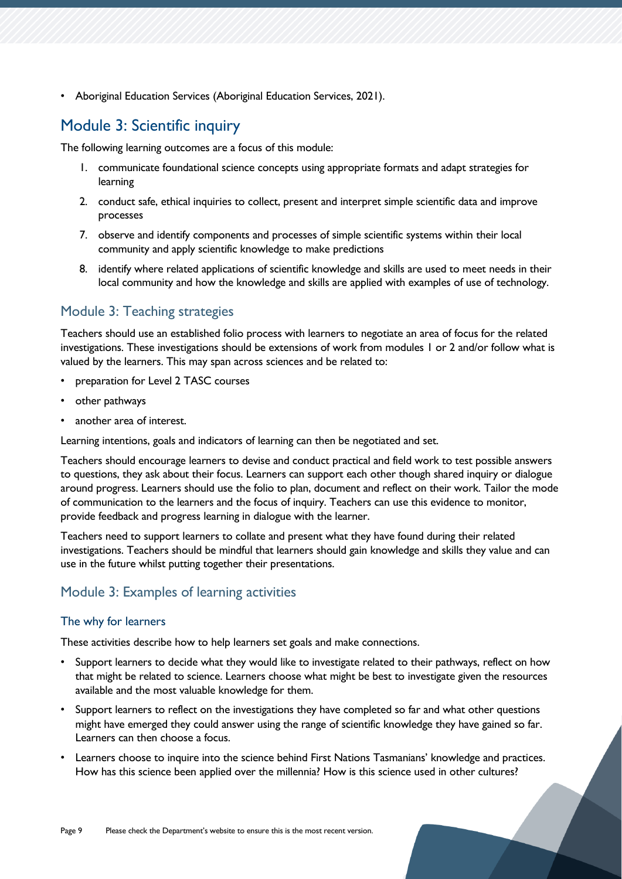- Aboriginal Education Services (Aboriginal Education Services, 2021).

## Module 3: Scientific inquiry

The following learning outcomes are a focus of this module:

1. communicate foundational science concepts using appropriate formats and adapt strategies for learning
2. conduct safe, ethical inquiries to collect, present and interpret simple scientific data and improve processes
7. observe and identify components and processes of simple scientific systems within their local community and apply scientific knowledge to make predictions
8. identify where related applications of scientific knowledge and skills are used to meet needs in their local community and how the knowledge and skills are applied with examples of use of technology.

### Module 3: Teaching strategies

Teachers should use an established folio process with learners to negotiate an area of focus for the related investigations. These investigations should be extensions of work from modules 1 or 2 and/or follow what is valued by the learners. This may span across sciences and be related to:

- preparation for Level 2 TASC courses
- other pathways
- another area of interest.

Learning intentions, goals and indicators of learning can then be negotiated and set.

Teachers should encourage learners to devise and conduct practical and field work to test possible answers to questions, they ask about their focus. Learners can support each other though shared inquiry or dialogue around progress. Learners should use the folio to plan, document and reflect on their work. Tailor the mode of communication to the learners and the focus of inquiry. Teachers can use this evidence to monitor, provide feedback and progress learning in dialogue with the learner.

Teachers need to support learners to collate and present what they have found during their related investigations. Teachers should be mindful that learners should gain knowledge and skills they value and can use in the future whilst putting together their presentations.

### Module 3: Examples of learning activities

#### The why for learners

These activities describe how to help learners set goals and make connections.

- Support learners to decide what they would like to investigate related to their pathways, reflect on how that might be related to science. Learners choose what might be best to investigate given the resources available and the most valuable knowledge for them.
- Support learners to reflect on the investigations they have completed so far and what other questions might have emerged they could answer using the range of scientific knowledge they have gained so far. Learners can then choose a focus.
- Learners choose to inquire into the science behind First Nations Tasmanians' knowledge and practices. How has this science been applied over the millennia? How is this science used in other cultures?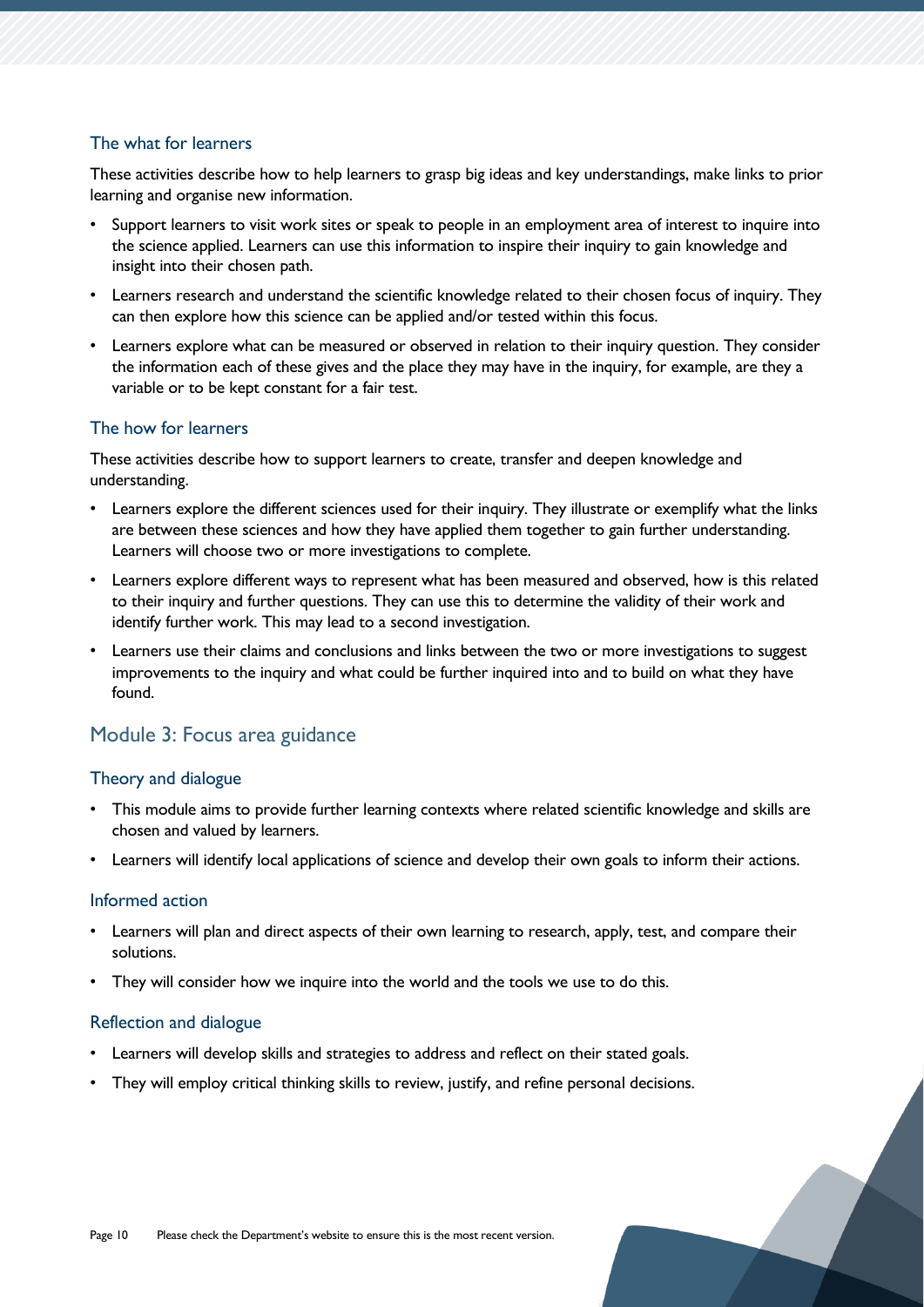### The what for learners

These activities describe how to help learners to grasp big ideas and key understandings, make links to prior learning and organise new information.

- Support learners to visit work sites or speak to people in an employment area of interest to inquire into the science applied. Learners can use this information to inspire their inquiry to gain knowledge and insight into their chosen path.
- Learners research and understand the scientific knowledge related to their chosen focus of inquiry. They can then explore how this science can be applied and/or tested within this focus.
- Learners explore what can be measured or observed in relation to their inquiry question. They consider the information each of these gives and the place they may have in the inquiry, for example, are they a variable or to be kept constant for a fair test.

### The how for learners

These activities describe how to support learners to create, transfer and deepen knowledge and understanding.

- Learners explore the different sciences used for their inquiry. They illustrate or exemplify what the links are between these sciences and how they have applied them together to gain further understanding. Learners will choose two or more investigations to complete.
- Learners explore different ways to represent what has been measured and observed, how is this related to their inquiry and further questions. They can use this to determine the validity of their work and identify further work. This may lead to a second investigation.
- Learners use their claims and conclusions and links between the two or more investigations to suggest improvements to the inquiry and what could be further inquired into and to build on what they have found.

## Module 3: Focus area guidance

### Theory and dialogue

- This module aims to provide further learning contexts where related scientific knowledge and skills are chosen and valued by learners.
- Learners will identify local applications of science and develop their own goals to inform their actions.

### Informed action

- Learners will plan and direct aspects of their own learning to research, apply, test, and compare their solutions.
- They will consider how we inquire into the world and the tools we use to do this.

### Reflection and dialogue

- Learners will develop skills and strategies to address and reflect on their stated goals.
- They will employ critical thinking skills to review, justify, and refine personal decisions.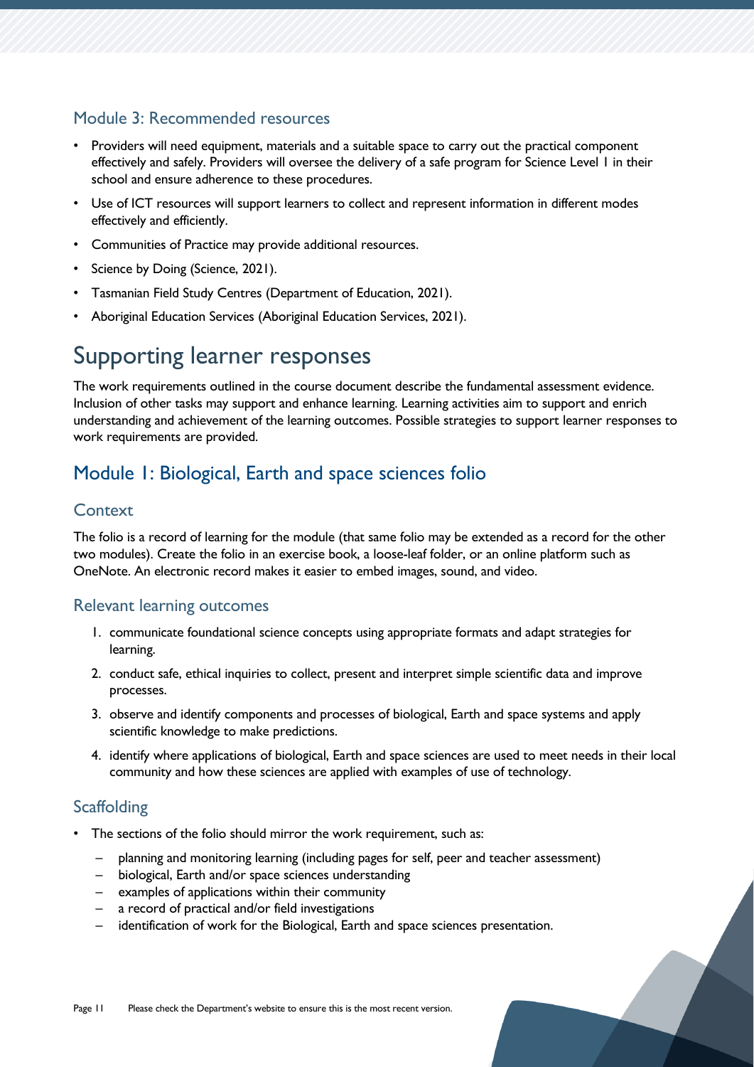### Module 3: Recommended resources

- Providers will need equipment, materials and a suitable space to carry out the practical component effectively and safely. Providers will oversee the delivery of a safe program for Science Level 1 in their school and ensure adherence to these procedures.
- Use of ICT resources will support learners to collect and represent information in different modes effectively and efficiently.
- Communities of Practice may provide additional resources.
- Science by Doing (Science, 2021).
- Tasmanian Field Study Centres (Department of Education, 2021).
- Aboriginal Education Services (Aboriginal Education Services, 2021).

# Supporting learner responses

The work requirements outlined in the course document describe the fundamental assessment evidence. Inclusion of other tasks may support and enhance learning. Learning activities aim to support and enrich understanding and achievement of the learning outcomes. Possible strategies to support learner responses to work requirements are provided.

## Module 1: Biological, Earth and space sciences folio

### Context

The folio is a record of learning for the module (that same folio may be extended as a record for the other two modules). Create the folio in an exercise book, a loose-leaf folder, or an online platform such as OneNote. An electronic record makes it easier to embed images, sound, and video.

### Relevant learning outcomes

1. communicate foundational science concepts using appropriate formats and adapt strategies for learning.
2. conduct safe, ethical inquiries to collect, present and interpret simple scientific data and improve processes.
3. observe and identify components and processes of biological, Earth and space systems and apply scientific knowledge to make predictions.
4. identify where applications of biological, Earth and space sciences are used to meet needs in their local community and how these sciences are applied with examples of use of technology.

### Scaffolding

- The sections of the folio should mirror the work requirement, such as:
  - planning and monitoring learning (including pages for self, peer and teacher assessment)
  - biological, Earth and/or space sciences understanding
  - examples of applications within their community
  - a record of practical and/or field investigations
  - identification of work for the Biological, Earth and space sciences presentation.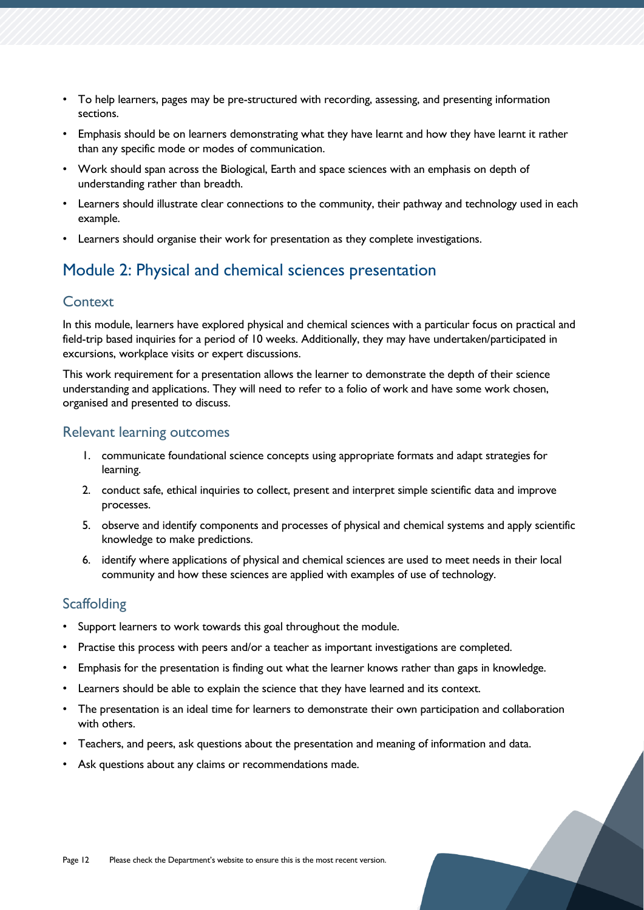- To help learners, pages may be pre-structured with recording, assessing, and presenting information sections.
- Emphasis should be on learners demonstrating what they have learnt and how they have learnt it rather than any specific mode or modes of communication.
- Work should span across the Biological, Earth and space sciences with an emphasis on depth of understanding rather than breadth.
- Learners should illustrate clear connections to the community, their pathway and technology used in each example.
- Learners should organise their work for presentation as they complete investigations.

## Module 2: Physical and chemical sciences presentation

### Context

In this module, learners have explored physical and chemical sciences with a particular focus on practical and field-trip based inquiries for a period of 10 weeks. Additionally, they may have undertaken/participated in excursions, workplace visits or expert discussions.

This work requirement for a presentation allows the learner to demonstrate the depth of their science understanding and applications. They will need to refer to a folio of work and have some work chosen, organised and presented to discuss.

### Relevant learning outcomes

1. communicate foundational science concepts using appropriate formats and adapt strategies for learning.
2. conduct safe, ethical inquiries to collect, present and interpret simple scientific data and improve processes.

5. observe and identify components and processes of physical and chemical systems and apply scientific knowledge to make predictions.
6. identify where applications of physical and chemical sciences are used to meet needs in their local community and how these sciences are applied with examples of use of technology.

### Scaffolding

- Support learners to work towards this goal throughout the module.
- Practise this process with peers and/or a teacher as important investigations are completed.
- Emphasis for the presentation is finding out what the learner knows rather than gaps in knowledge.
- Learners should be able to explain the science that they have learned and its context.
- The presentation is an ideal time for learners to demonstrate their own participation and collaboration with others.
- Teachers, and peers, ask questions about the presentation and meaning of information and data.
- Ask questions about any claims or recommendations made.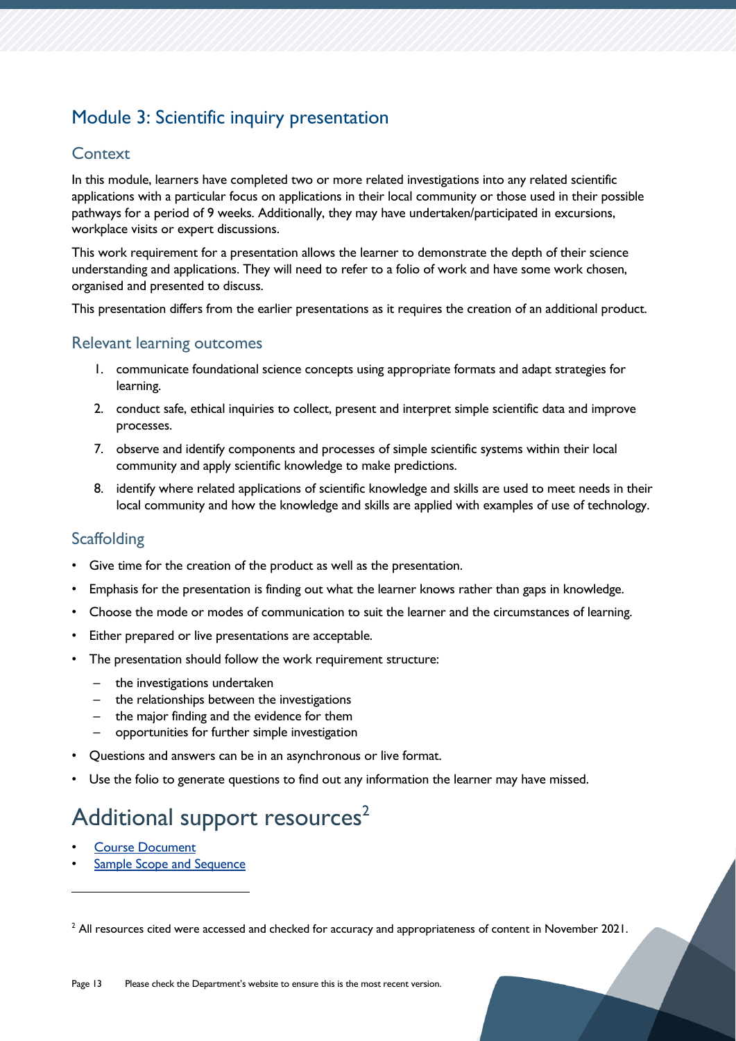## Module 3: Scientific inquiry presentation

### Context

In this module, learners have completed two or more related investigations into any related scientific applications with a particular focus on applications in their local community or those used in their possible pathways for a period of 9 weeks. Additionally, they may have undertaken/participated in excursions, workplace visits or expert discussions.

This work requirement for a presentation allows the learner to demonstrate the depth of their science understanding and applications. They will need to refer to a folio of work and have some work chosen, organised and presented to discuss.

This presentation differs from the earlier presentations as it requires the creation of an additional product.

### Relevant learning outcomes

1. communicate foundational science concepts using appropriate formats and adapt strategies for learning.
2. conduct safe, ethical inquiries to collect, present and interpret simple scientific data and improve processes.
7. observe and identify components and processes of simple scientific systems within their local community and apply scientific knowledge to make predictions.
8. identify where related applications of scientific knowledge and skills are used to meet needs in their local community and how the knowledge and skills are applied with examples of use of technology.

### Scaffolding

- Give time for the creation of the product as well as the presentation.
- Emphasis for the presentation is finding out what the learner knows rather than gaps in knowledge.
- Choose the mode or modes of communication to suit the learner and the circumstances of learning.
- Either prepared or live presentations are acceptable.
- The presentation should follow the work requirement structure:
  - the investigations undertaken
  - the relationships between the investigations
  - the major finding and the evidence for them
  - opportunities for further simple investigation
- Questions and answers can be in an asynchronous or live format.
- Use the folio to generate questions to find out any information the learner may have missed.

# Additional support resources[2]

- Course Document
- Sample Scope and Sequence

[2] All resources cited were accessed and checked for accuracy and appropriateness of content in November 2021.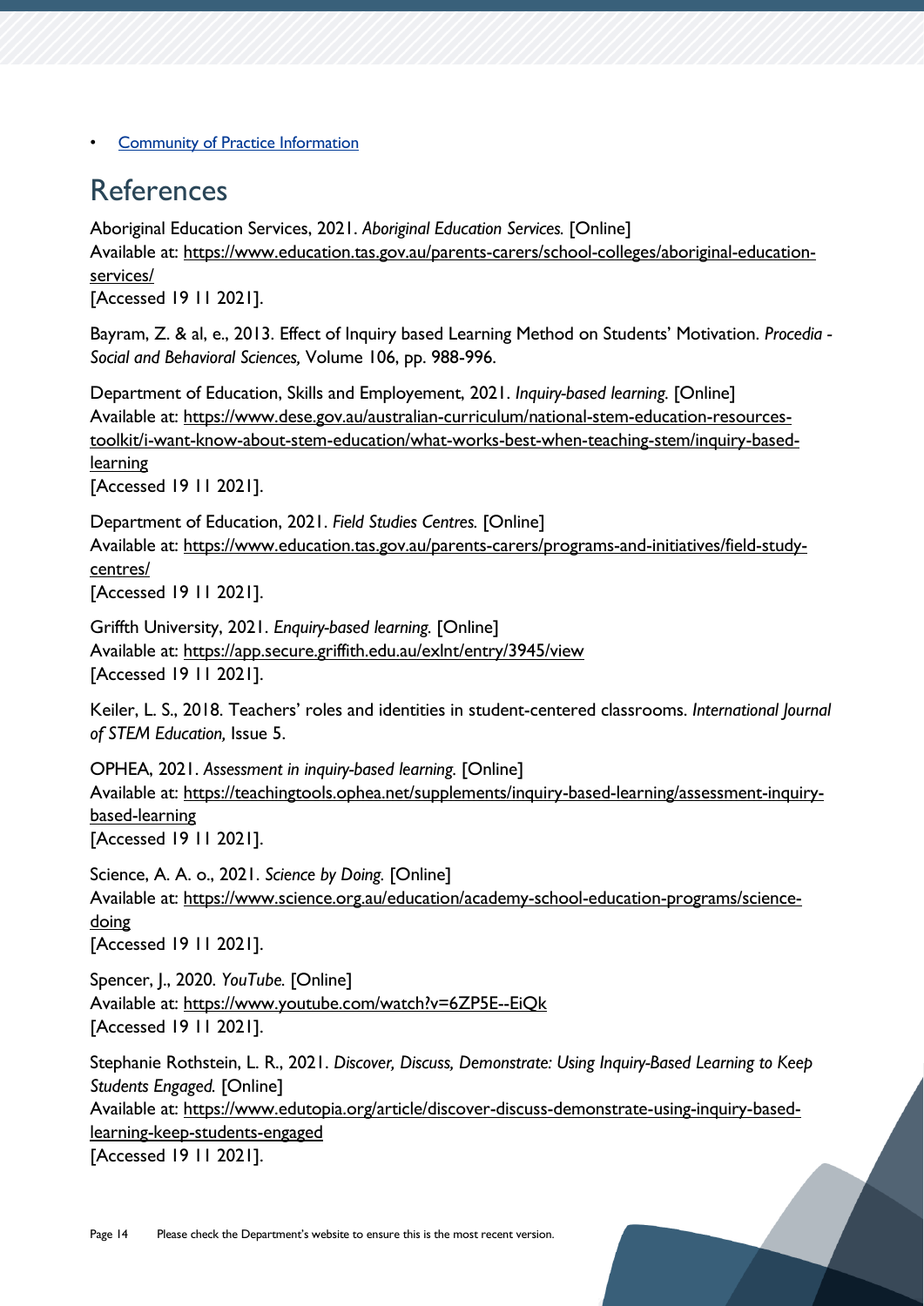- [Community of Practice Information]()

# References

Aboriginal Education Services, 2021. *Aboriginal Education Services.* [Online]
Available at: https://www.education.tas.gov.au/parents-carers/school-colleges/aboriginal-education-services/
[Accessed 19 11 2021].

Bayram, Z. & al, e., 2013. Effect of Inquiry based Learning Method on Students' Motivation. *Procedia - Social and Behavioral Sciences,* Volume 106, pp. 988-996.

Department of Education, Skills and Employement, 2021. *Inquiry-based learning.* [Online]
Available at: https://www.dese.gov.au/australian-curriculum/national-stem-education-resources-toolkit/i-want-know-about-stem-education/what-works-best-when-teaching-stem/inquiry-based-learning
[Accessed 19 11 2021].

Department of Education, 2021. *Field Studies Centres.* [Online]
Available at: https://www.education.tas.gov.au/parents-carers/programs-and-initiatives/field-study-centres/
[Accessed 19 11 2021].

Griffth University, 2021. *Enquiry-based learning.* [Online]
Available at: https://app.secure.griffith.edu.au/exlnt/entry/3945/view
[Accessed 19 11 2021].

Keiler, L. S., 2018. Teachers' roles and identities in student-centered classrooms. *International Journal of STEM Education,* Issue 5.

OPHEA, 2021. *Assessment in inquiry-based learning.* [Online]
Available at: https://teachingtools.ophea.net/supplements/inquiry-based-learning/assessment-inquiry-based-learning
[Accessed 19 11 2021].

Science, A. A. o., 2021. *Science by Doing.* [Online]
Available at: https://www.science.org.au/education/academy-school-education-programs/science-doing
[Accessed 19 11 2021].

Spencer, J., 2020. *YouTube.* [Online]
Available at: https://www.youtube.com/watch?v=6ZP5E--EiQk
[Accessed 19 11 2021].

Stephanie Rothstein, L. R., 2021. *Discover, Discuss, Demonstrate: Using Inquiry-Based Learning to Keep Students Engaged.* [Online]
Available at: https://www.edutopia.org/article/discover-discuss-demonstrate-using-inquiry-based-learning-keep-students-engaged
[Accessed 19 11 2021].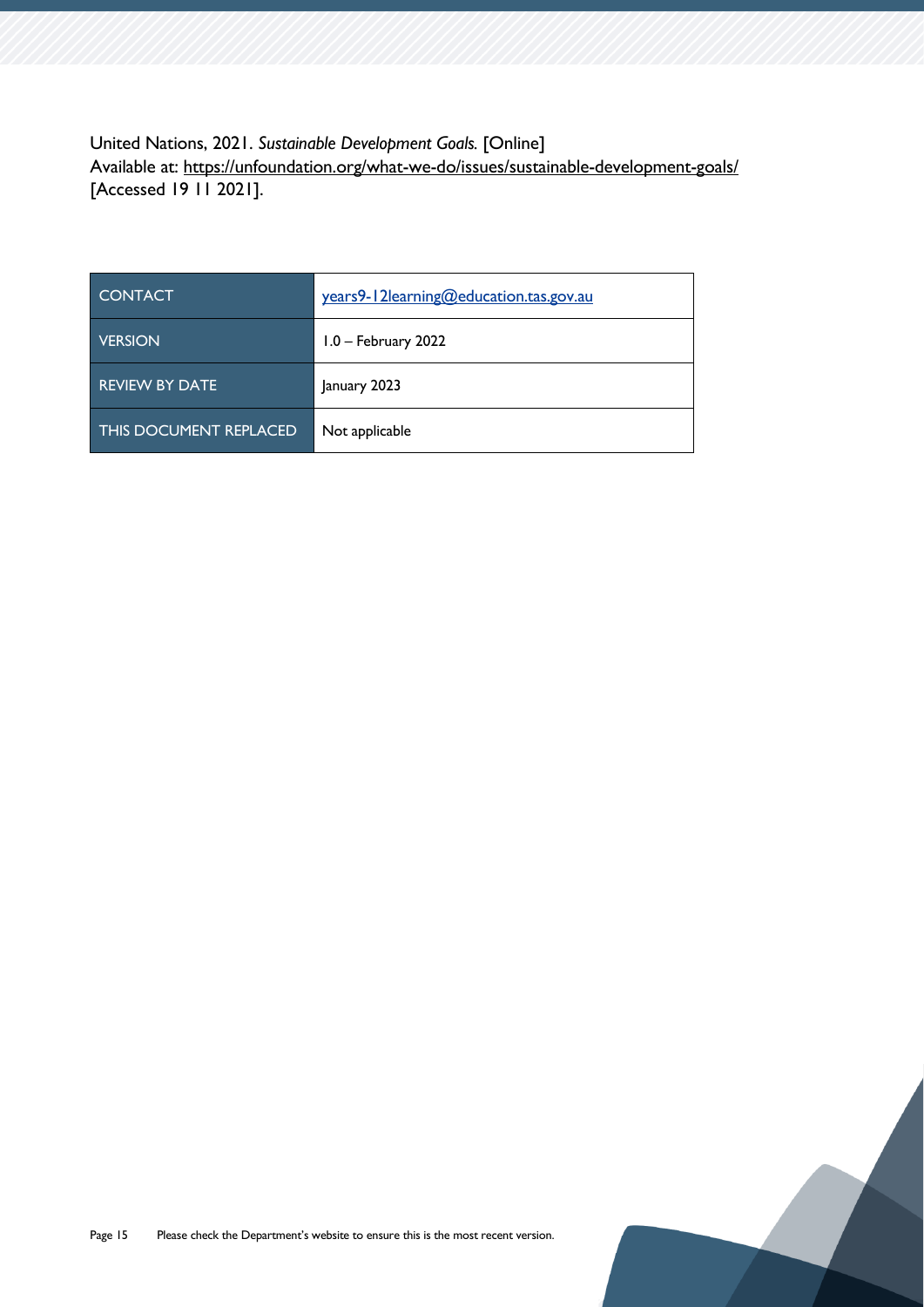United Nations, 2021. *Sustainable Development Goals.* [Online]
Available at: https://unfoundation.org/what-we-do/issues/sustainable-development-goals/
[Accessed 19 11 2021].

| | |
|---|---|
| CONTACT | years9-12learning@education.tas.gov.au |
| VERSION | 1.0 – February 2022 |
| REVIEW BY DATE | January 2023 |
| THIS DOCUMENT REPLACED | Not applicable |

Please check the Department's website to ensure this is the most recent version.